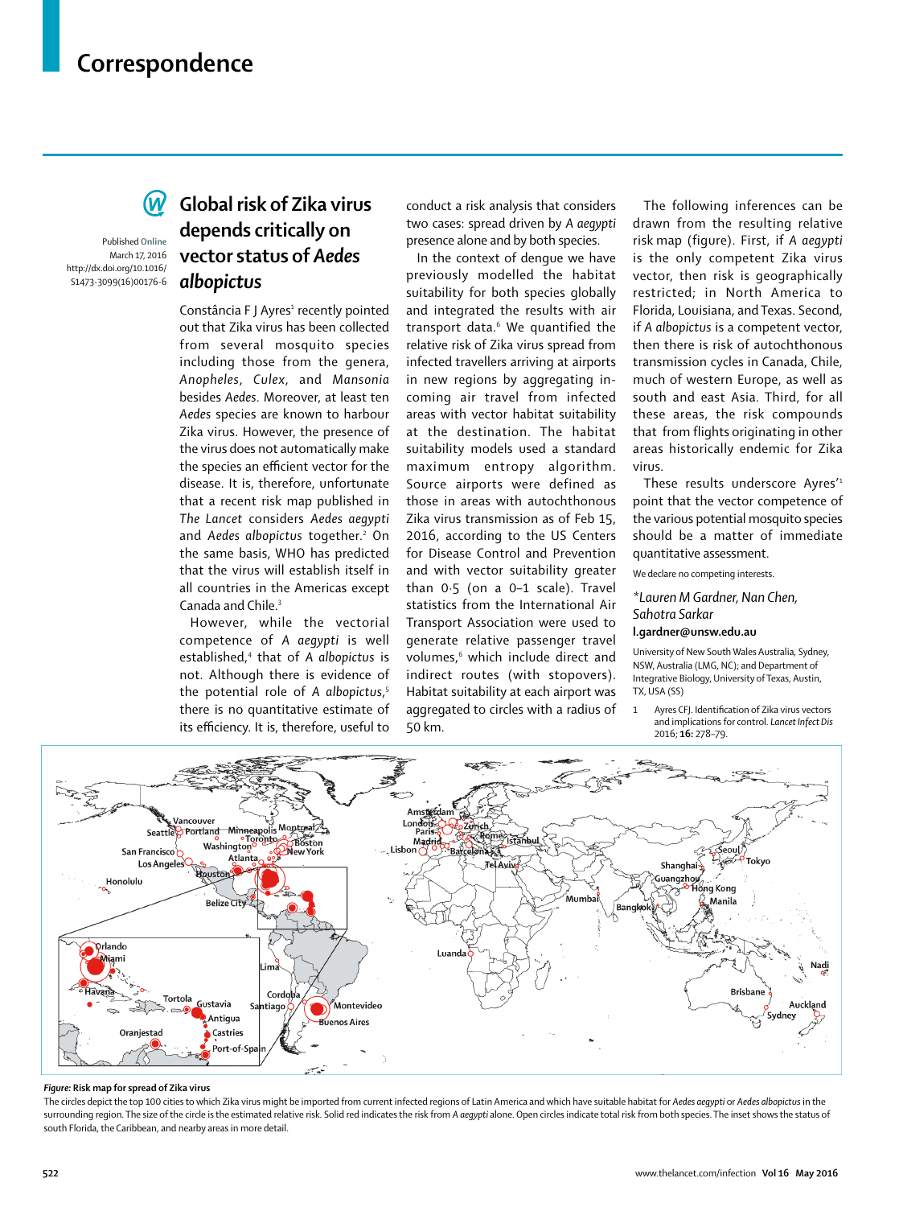# Correspondence

Published Online March 17, 2016 http://dx.doi.org/10.1016/S1473-3099(16)00176-6

## Global risk of Zika virus depends critically on vector status of *Aedes albopictus*

Constância F J Ayres[1] recently pointed out that Zika virus has been collected from several mosquito species including those from the genera, *Anopheles*, *Culex*, and *Mansonia* besides *Aedes*. Moreover, at least ten *Aedes* species are known to harbour Zika virus. However, the presence of the virus does not automatically make the species an efficient vector for the disease. It is, therefore, unfortunate that a recent risk map published in *The Lancet* considers *Aedes aegypti* and *Aedes albopictus* together.[2] On the same basis, WHO has predicted that the virus will establish itself in all countries in the Americas except Canada and Chile.[3]

However, while the vectorial competence of *A aegypti* is well established,[4] that of *A albopictus* is not. Although there is evidence of the potential role of *A albopictus*,[5] there is no quantitative estimate of its efficiency. It is, therefore, useful to conduct a risk analysis that considers two cases: spread driven by *A aegypti* presence alone and by both species.

In the context of dengue we have previously modelled the habitat suitability for both species globally and integrated the results with air transport data.[6] We quantified the relative risk of Zika virus spread from infected travellers arriving at airports in new regions by aggregating incoming air travel from infected areas with vector habitat suitability at the destination. The habitat suitability models used a standard maximum entropy algorithm. Source airports were defined as those in areas with autochthonous Zika virus transmission as of Feb 15, 2016, according to the US Centers for Disease Control and Prevention and with vector suitability greater than 0·5 (on a 0–1 scale). Travel statistics from the International Air Transport Association were used to generate relative passenger travel volumes,[6] which include direct and indirect routes (with stopovers). Habitat suitability at each airport was aggregated to circles with a radius of 50 km.

The following inferences can be drawn from the resulting relative risk map (figure). First, if *A aegypti* is the only competent Zika virus vector, then risk is geographically restricted; in North America to Florida, Louisiana, and Texas. Second, if *A albopictus* is a competent vector, then there is risk of autochthonous transmission cycles in Canada, Chile, much of western Europe, as well as south and east Asia. Third, for all these areas, the risk compounds that from flights originating in other areas historically endemic for Zika virus.

These results underscore Ayres'[1] point that the vector competence of the various potential mosquito species should be a matter of immediate quantitative assessment.

We declare no competing interests.

*Lauren M Gardner, Nan Chen, Sahotra Sarkar
**l.gardner@unsw.edu.au**

University of New South Wales Australia, Sydney, NSW, Australia (LMG, NC); and Department of Integrative Biology, University of Texas, Austin, TX, USA (SS)

1 Ayres CFJ. Identification of Zika virus vectors and implications for control. *Lancet Infect Dis* 2016; **16:** 278–79.

**Figure: Risk map for spread of Zika virus**

The circles depict the top 100 cities to which Zika virus might be imported from current infected regions of Latin America and which have suitable habitat for *Aedes aegypti* or *Aedes albopictus* in the surrounding region. The size of the circle is the estimated relative risk. Solid red indicates the risk from *A aegypti* alone. Open circles indicate total risk from both species. The inset shows the status of south Florida, the Caribbean, and nearby areas in more detail.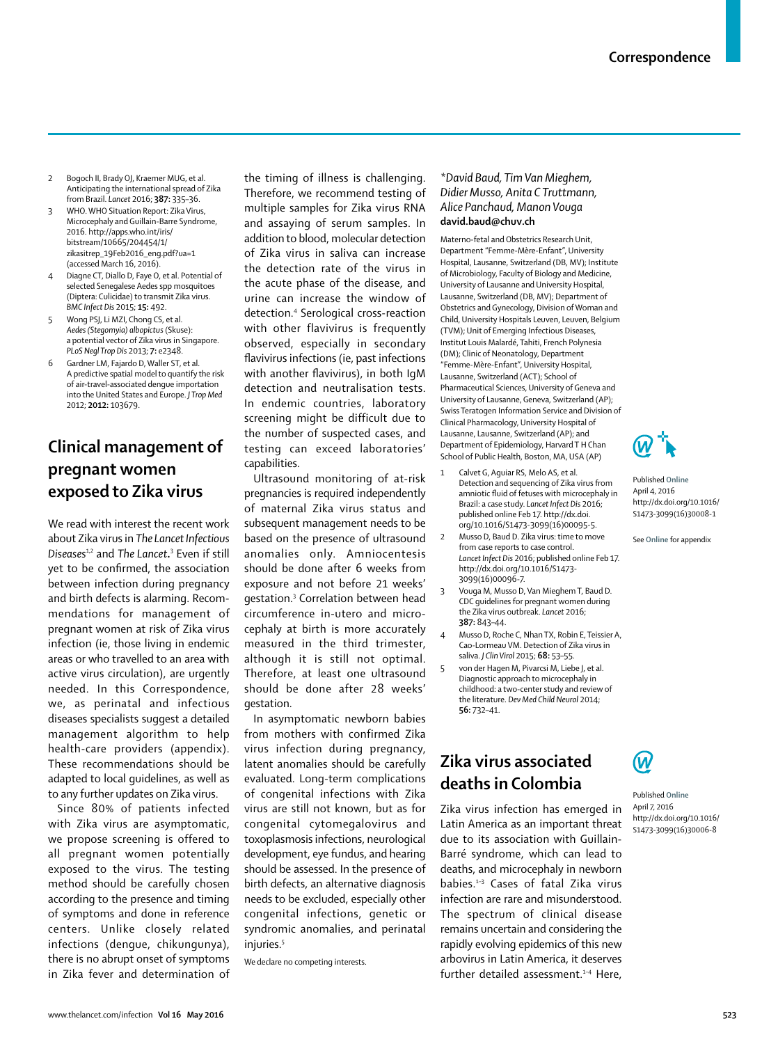2 Bogoch II, Brady OJ, Kraemer MUG, et al. Anticipating the international spread of Zika from Brazil. *Lancet* 2016; **387:** 335–36.
3 WHO. WHO Situation Report: Zika Virus, Microcephaly and Guillain-Barre Syndrome, 2016. http://apps.who.int/iris/bitstream/10665/204454/1/zikasitrep_19Feb2016_eng.pdf?ua=1 (accessed March 16, 2016).
4 Diagne CT, Diallo D, Faye O, et al. Potential of selected Senegalese Aedes spp mosquitoes (Diptera: Culicidae) to transmit Zika virus. *BMC Infect Dis* 2015; **15:** 492.
5 Wong PSJ, Li MZI, Chong CS, et al. *Aedes (Stegomyia) albopictus* (Skuse): a potential vector of Zika virus in Singapore. *PLoS Negl Trop Dis* 2013; **7:** e2348.
6 Gardner LM, Fajardo D, Waller ST, et al. A predictive spatial model to quantify the risk of air-travel-associated dengue importation into the United States and Europe. *J Trop Med* 2012; **2012:** 103679.

## Clinical management of pregnant women exposed to Zika virus

We read with interest the recent work about Zika virus in *The Lancet Infectious Diseases*[1,2] and *The Lancet*.[3] Even if still yet to be confirmed, the association between infection during pregnancy and birth defects is alarming. Recommendations for management of pregnant women at risk of Zika virus infection (ie, those living in endemic areas or who travelled to an area with active virus circulation), are urgently needed. In this Correspondence, we, as perinatal and infectious diseases specialists suggest a detailed management algorithm to help health-care providers (appendix). These recommendations should be adapted to local guidelines, as well as to any further updates on Zika virus.

Since 80% of patients infected with Zika virus are asymptomatic, we propose screening is offered to all pregnant women potentially exposed to the virus. The testing method should be carefully chosen according to the presence and timing of symptoms and done in reference centers. Unlike closely related infections (dengue, chikungunya), there is no abrupt onset of symptoms in Zika fever and determination of the timing of illness is challenging. Therefore, we recommend testing of multiple samples for Zika virus RNA and assaying of serum samples. In addition to blood, molecular detection of Zika virus in saliva can increase the detection rate of the virus in the acute phase of the disease, and urine can increase the window of detection.[4] Serological cross-reaction with other flavivirus is frequently observed, especially in secondary flavivirus infections (ie, past infections with another flavivirus), in both IgM detection and neutralisation tests. In endemic countries, laboratory screening might be difficult due to the number of suspected cases, and testing can exceed laboratories' capabilities.

Ultrasound monitoring of at-risk pregnancies is required independently of maternal Zika virus status and subsequent management needs to be based on the presence of ultrasound anomalies only. Amniocentesis should be done after 6 weeks from exposure and not before 21 weeks' gestation.[3] Correlation between head circumference in-utero and microcephaly at birth is more accurately measured in the third trimester, although it is still not optimal. Therefore, at least one ultrasound should be done after 28 weeks' gestation.

In asymptomatic newborn babies from mothers with confirmed Zika virus infection during pregnancy, latent anomalies should be carefully evaluated. Long-term complications of congenital infections with Zika virus are still not known, but as for congenital cytomegalovirus and toxoplasmosis infections, neurological development, eye fundus, and hearing should be assessed. In the presence of birth defects, an alternative diagnosis needs to be excluded, especially other congenital infections, genetic or syndromic anomalies, and perinatal injuries.[5]

We declare no competing interests.

*\*David Baud, Tim Van Mieghem, Didier Musso, Anita C Truttmann, Alice Panchaud, Manon Vouga*
**david.baud@chuv.ch**

Materno-fetal and Obstetrics Research Unit, Department "Femme-Mère-Enfant", University Hospital, Lausanne, Switzerland (DB, MV); Institute of Microbiology, Faculty of Biology and Medicine, University of Lausanne and University Hospital, Lausanne, Switzerland (DB, MV); Department of Obstetrics and Gynecology, Division of Woman and Child, University Hospitals Leuven, Leuven, Belgium (TVM); Unit of Emerging Infectious Diseases, Institut Louis Malardé, Tahiti, French Polynesia (DM); Clinic of Neonatology, Department "Femme-Mère-Enfant", University Hospital, Lausanne, Switzerland (ACT); School of Pharmaceutical Sciences, University of Geneva and University of Lausanne, Geneva, Switzerland (AP); Swiss Teratogen Information Service and Division of Clinical Pharmacology, University Hospital of Lausanne, Lausanne, Switzerland (AP); and Department of Epidemiology, Harvard T H Chan School of Public Health, Boston, MA, USA (AP)

1 Calvet G, Aguiar RS, Melo AS, et al. Detection and sequencing of Zika virus from amniotic fluid of fetuses with microcephaly in Brazil: a case study. *Lancet Infect Dis* 2016; published online Feb 17. http://dx.doi.org/10.1016/S1473-3099(16)00095-5.
2 Musso D, Baud D. Zika virus: time to move from case reports to case control. *Lancet Infect Dis* 2016; published online Feb 17. http://dx.doi.org/10.1016/S1473-3099(16)00096-7.
3 Vouga M, Musso D, Van Mieghem T, Baud D. CDC guidelines for pregnant women during the Zika virus outbreak. *Lancet* 2016; **387:** 843–44.
4 Musso D, Roche C, Nhan TX, Robin E, Teissier A, Cao-Lormeau VM. Detection of Zika virus in saliva. *J Clin Virol* 2015; **68:** 53–55.
5 von der Hagen M, Pivarcsi M, Liebe J, et al. Diagnostic approach to microcephaly in childhood: a two-center study and review of the literature. *Dev Med Child Neurol* 2014; **56:** 732–41.

Published **Online** April 4, 2016 http://dx.doi.org/10.1016/S1473-3099(16)30008-1

See **Online** for appendix

## Zika virus associated deaths in Colombia

Published **Online** April 7, 2016 http://dx.doi.org/10.1016/S1473-3099(16)30006-8

Zika virus infection has emerged in Latin America as an important threat due to its association with Guillain-Barré syndrome, which can lead to deaths, and microcephaly in newborn babies.[1–3] Cases of fatal Zika virus infection are rare and misunderstood. The spectrum of clinical disease remains uncertain and considering the rapidly evolving epidemics of this new arbovirus in Latin America, it deserves further detailed assessment.[1–4] Here,